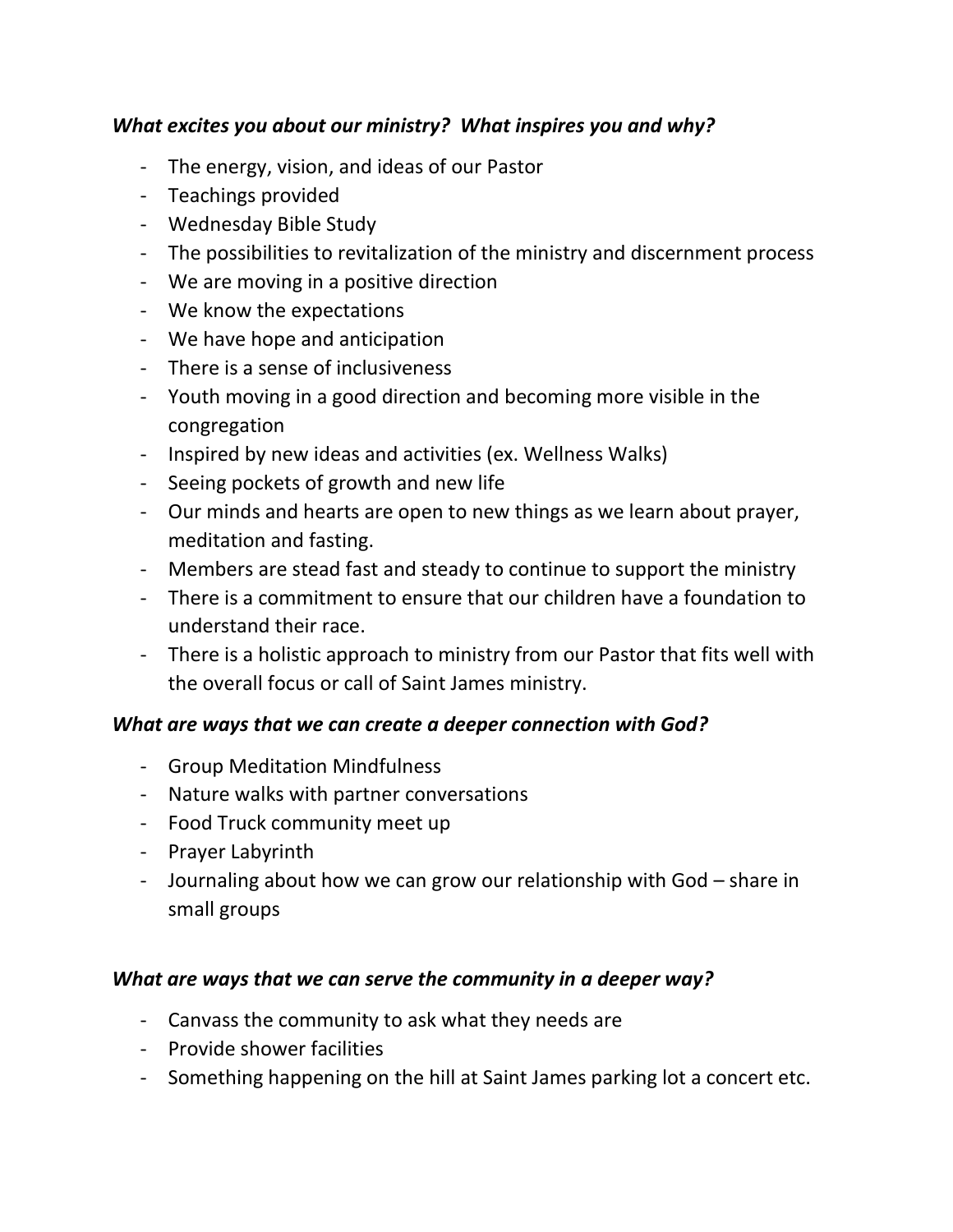***What excites you about our ministry? What inspires you and why?***

- The energy, vision, and ideas of our Pastor
- Teachings provided
- Wednesday Bible Study
- The possibilities to revitalization of the ministry and discernment process
- We are moving in a positive direction
- We know the expectations
- We have hope and anticipation
- There is a sense of inclusiveness
- Youth moving in a good direction and becoming more visible in the congregation
- Inspired by new ideas and activities (ex. Wellness Walks)
- Seeing pockets of growth and new life
- Our minds and hearts are open to new things as we learn about prayer, meditation and fasting.
- Members are stead fast and steady to continue to support the ministry
- There is a commitment to ensure that our children have a foundation to understand their race.
- There is a holistic approach to ministry from our Pastor that fits well with the overall focus or call of Saint James ministry.

***What are ways that we can create a deeper connection with God?***

- Group Meditation Mindfulness
- Nature walks with partner conversations
- Food Truck community meet up
- Prayer Labyrinth
- Journaling about how we can grow our relationship with God – share in small groups

***What are ways that we can serve the community in a deeper way?***

- Canvass the community to ask what they needs are
- Provide shower facilities
- Something happening on the hill at Saint James parking lot a concert etc.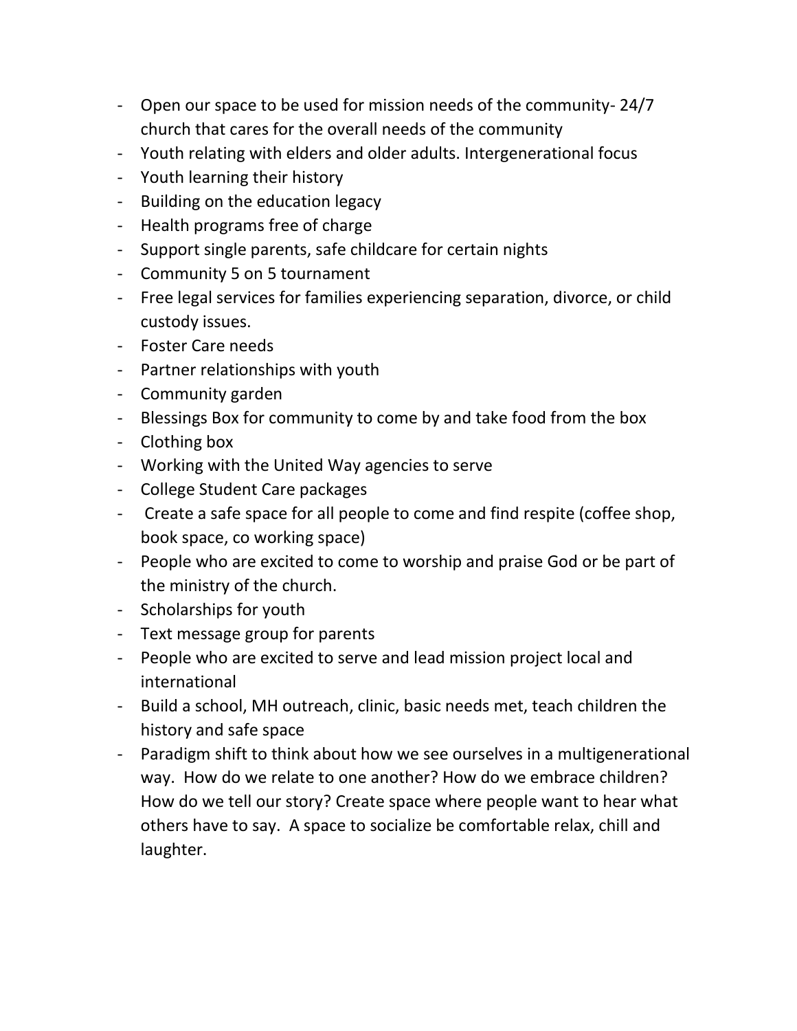- Open our space to be used for mission needs of the community- 24/7 church that cares for the overall needs of the community
- Youth relating with elders and older adults. Intergenerational focus
- Youth learning their history
- Building on the education legacy
- Health programs free of charge
- Support single parents, safe childcare for certain nights
- Community 5 on 5 tournament
- Free legal services for families experiencing separation, divorce, or child custody issues.
- Foster Care needs
- Partner relationships with youth
- Community garden
- Blessings Box for community to come by and take food from the box
- Clothing box
- Working with the United Way agencies to serve
- College Student Care packages
- Create a safe space for all people to come and find respite (coffee shop, book space, co working space)
- People who are excited to come to worship and praise God or be part of the ministry of the church.
- Scholarships for youth
- Text message group for parents
- People who are excited to serve and lead mission project local and international
- Build a school, MH outreach, clinic, basic needs met, teach children the history and safe space
- Paradigm shift to think about how we see ourselves in a multigenerational way. How do we relate to one another? How do we embrace children? How do we tell our story? Create space where people want to hear what others have to say. A space to socialize be comfortable relax, chill and laughter.